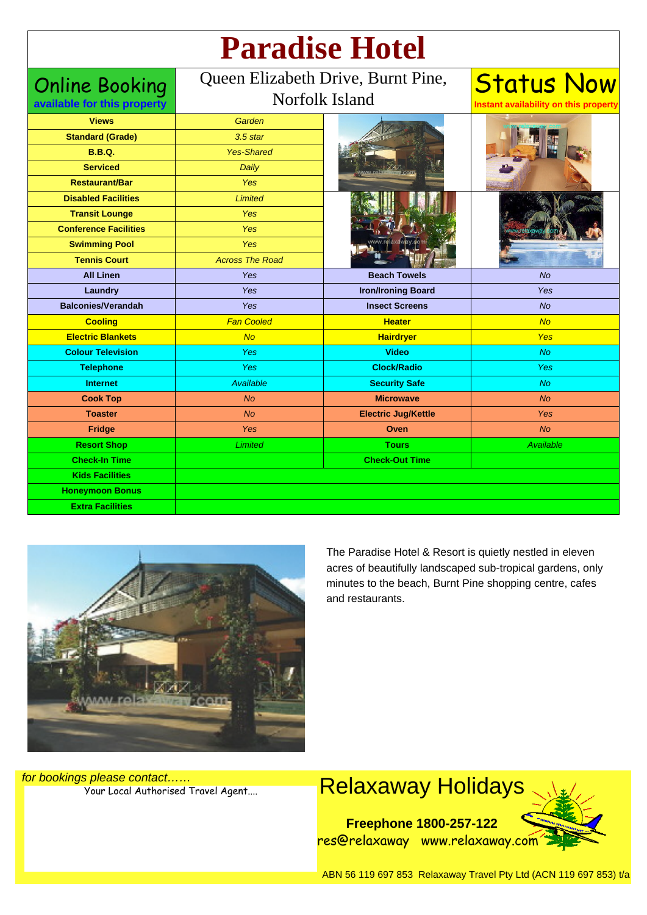# Paradise Hotel

**Online Booking**
**available for this property**

Queen Elizabeth Drive, Burnt Pine, Norfolk Island

**Status Now**
**Instant availability on this property**

| | | | |
|---|---|---|---|
| **Views** | *Garden* | | |
| **Standard (Grade)** | *3.5 star* | | |
| **B.B.Q.** | *Yes-Shared* | | |
| **Serviced** | *Daily* | | |
| **Restaurant/Bar** | *Yes* | | |
| **Disabled Facilities** | *Limited* | | |
| **Transit Lounge** | *Yes* | | |
| **Conference Facilities** | *Yes* | | |
| **Swimming Pool** | *Yes* | | |
| **Tennis Court** | *Across The Road* | | |
| **All Linen** | *Yes* | **Beach Towels** | *No* |
| **Laundry** | *Yes* | **Iron/Ironing Board** | *Yes* |
| **Balconies/Verandah** | *Yes* | **Insect Screens** | *No* |
| **Cooling** | *Fan Cooled* | **Heater** | *No* |
| **Electric Blankets** | *No* | **Hairdryer** | *Yes* |
| **Colour Television** | *Yes* | **Video** | *No* |
| **Telephone** | *Yes* | **Clock/Radio** | *Yes* |
| **Internet** | *Available* | **Security Safe** | *No* |
| **Cook Top** | *No* | **Microwave** | *No* |
| **Toaster** | *No* | **Electric Jug/Kettle** | *Yes* |
| **Fridge** | *Yes* | **Oven** | *No* |
| **Resort Shop** | *Limited* | **Tours** | *Available* |
| **Check-In Time** | | **Check-Out Time** | |
| **Kids Facilities** | | | |
| **Honeymoon Bonus** | | | |
| **Extra Facilities** | | | |

The Paradise Hotel & Resort is quietly nestled in eleven acres of beautifully landscaped sub-tropical gardens, only minutes to the beach, Burnt Pine shopping centre, cafes and restaurants.

*for bookings please contact……*

Your Local Authorised Travel Agent....

## Relaxaway Holidays

**Freephone 1800-257-122**

res@relaxaway   www.relaxaway.com

ABN 56 119 697 853  Relaxaway Travel Pty Ltd (ACN 119 697 853) t/a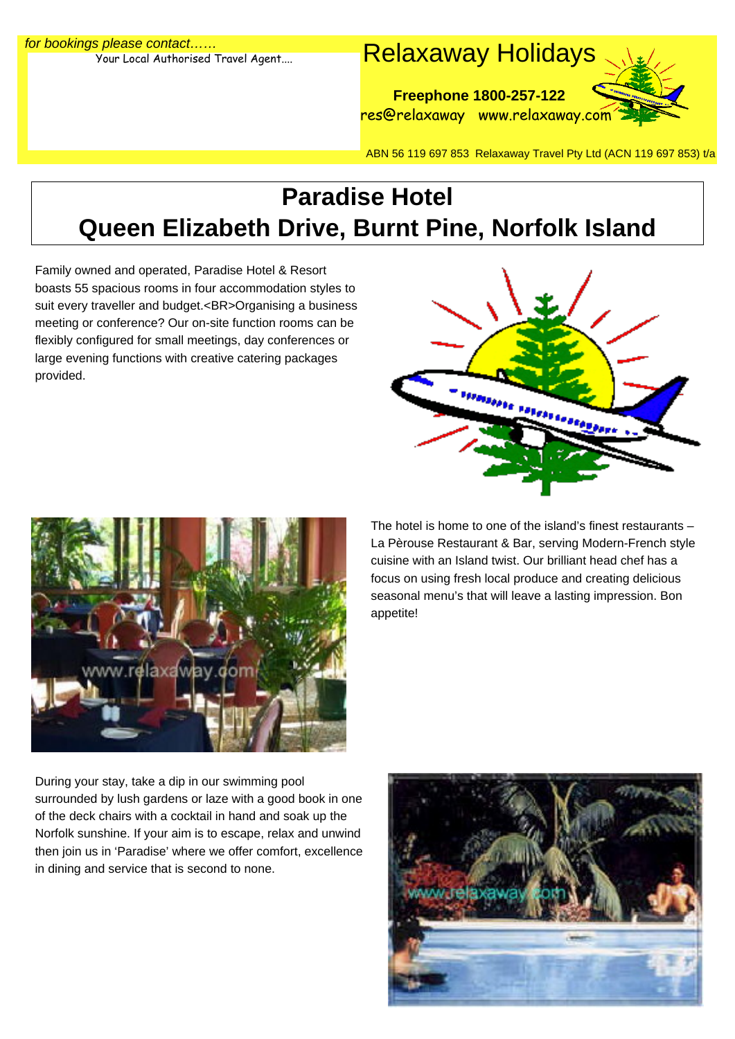*for bookings please contact……*

Your Local Authorised Travel Agent....

# Relaxaway Holidays

**Freephone 1800-257-122**

res@relaxaway www.relaxaway.com

ABN 56 119 697 853 Relaxaway Travel Pty Ltd (ACN 119 697 853) t/a

# Paradise Hotel
# Queen Elizabeth Drive, Burnt Pine, Norfolk Island

Family owned and operated, Paradise Hotel & Resort boasts 55 spacious rooms in four accommodation styles to suit every traveller and budget.<BR>Organising a business meeting or conference? Our on-site function rooms can be flexibly configured for small meetings, day conferences or large evening functions with creative catering packages provided.

The hotel is home to one of the island's finest restaurants – La Pèrouse Restaurant & Bar, serving Modern-French style cuisine with an Island twist. Our brilliant head chef has a focus on using fresh local produce and creating delicious seasonal menu's that will leave a lasting impression. Bon appetite!

During your stay, take a dip in our swimming pool surrounded by lush gardens or laze with a good book in one of the deck chairs with a cocktail in hand and soak up the Norfolk sunshine. If your aim is to escape, relax and unwind then join us in 'Paradise' where we offer comfort, excellence in dining and service that is second to none.